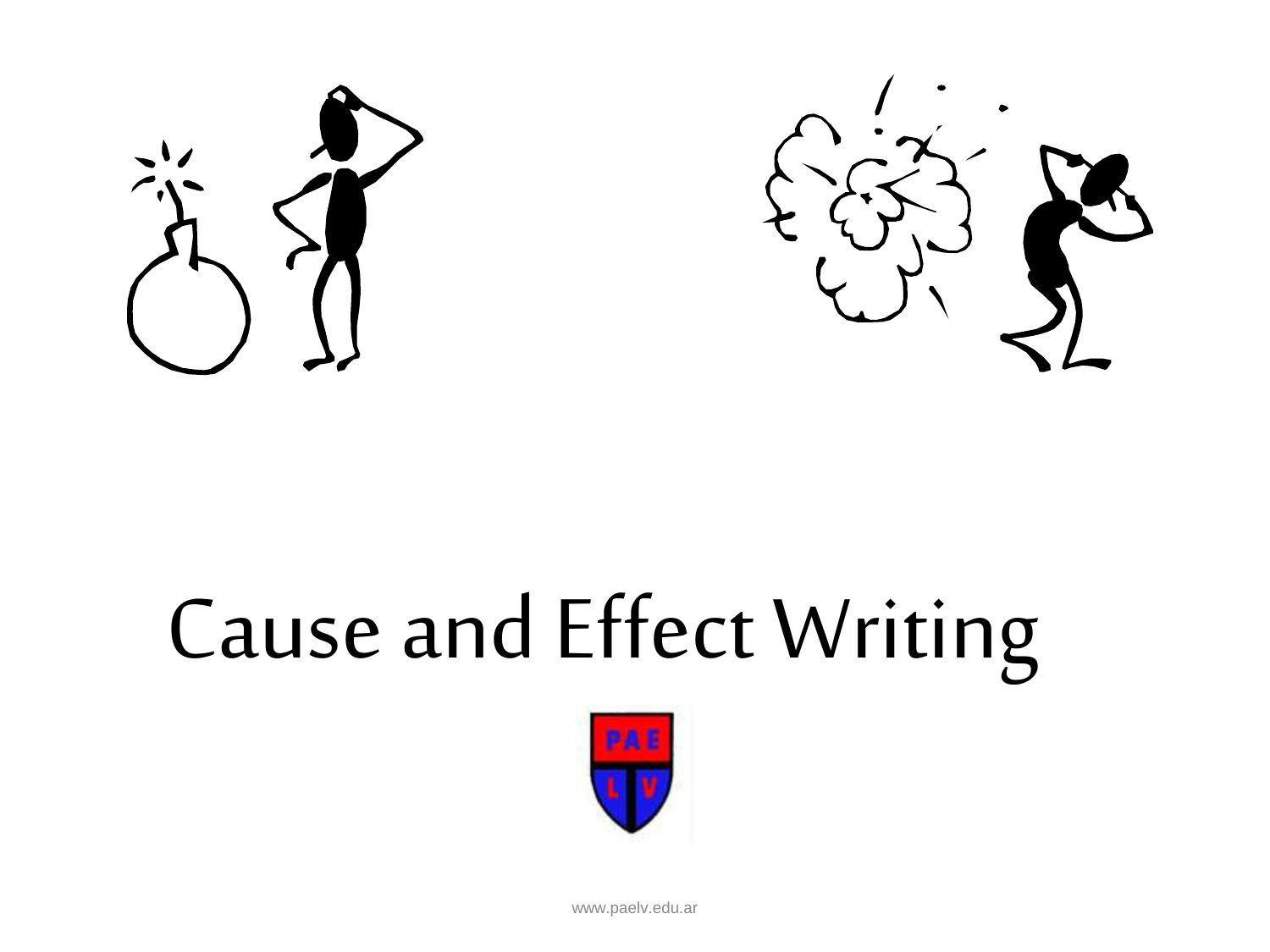# Cause and Effect Writing

www.paelv.edu.ar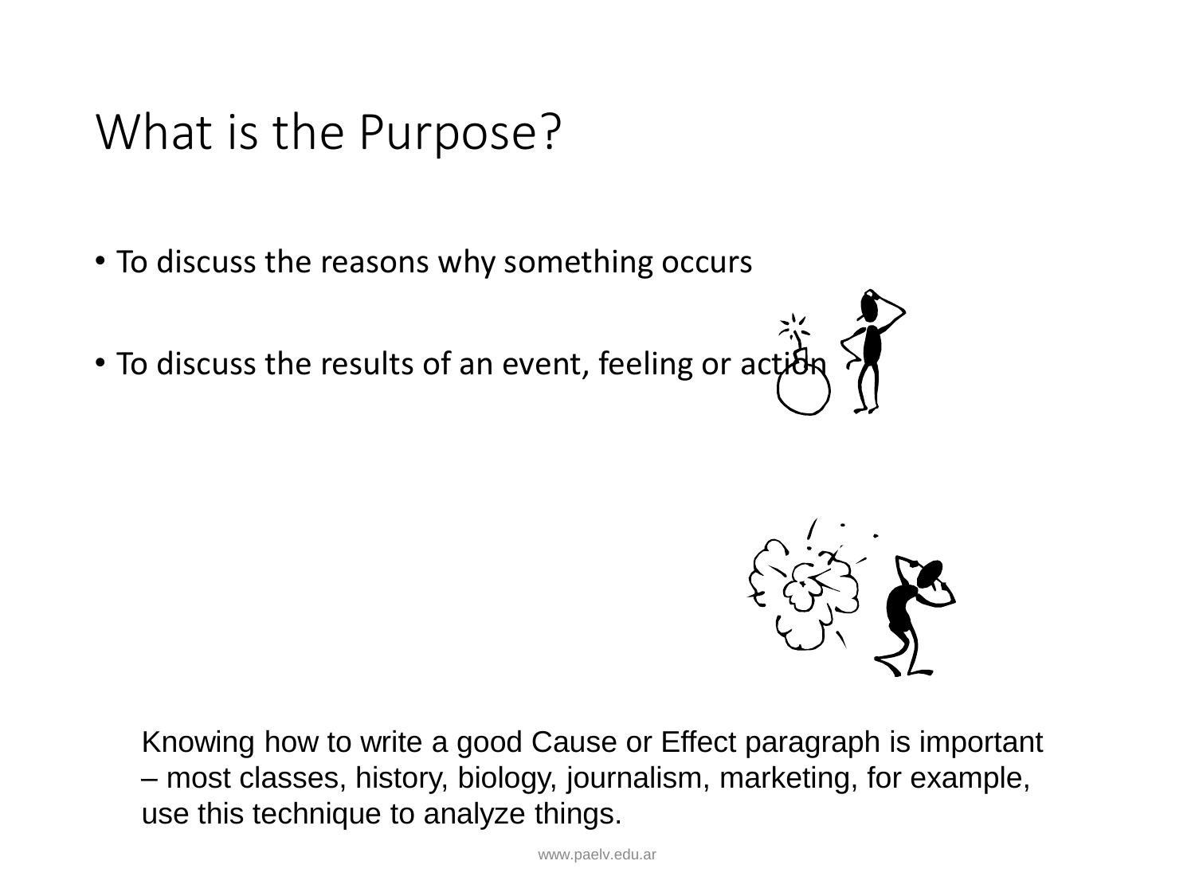# What is the Purpose?

- To discuss the reasons why something occurs
- To discuss the results of an event, feeling or action

Knowing how to write a good Cause or Effect paragraph is important – most classes, history, biology, journalism, marketing, for example, use this technique to analyze things.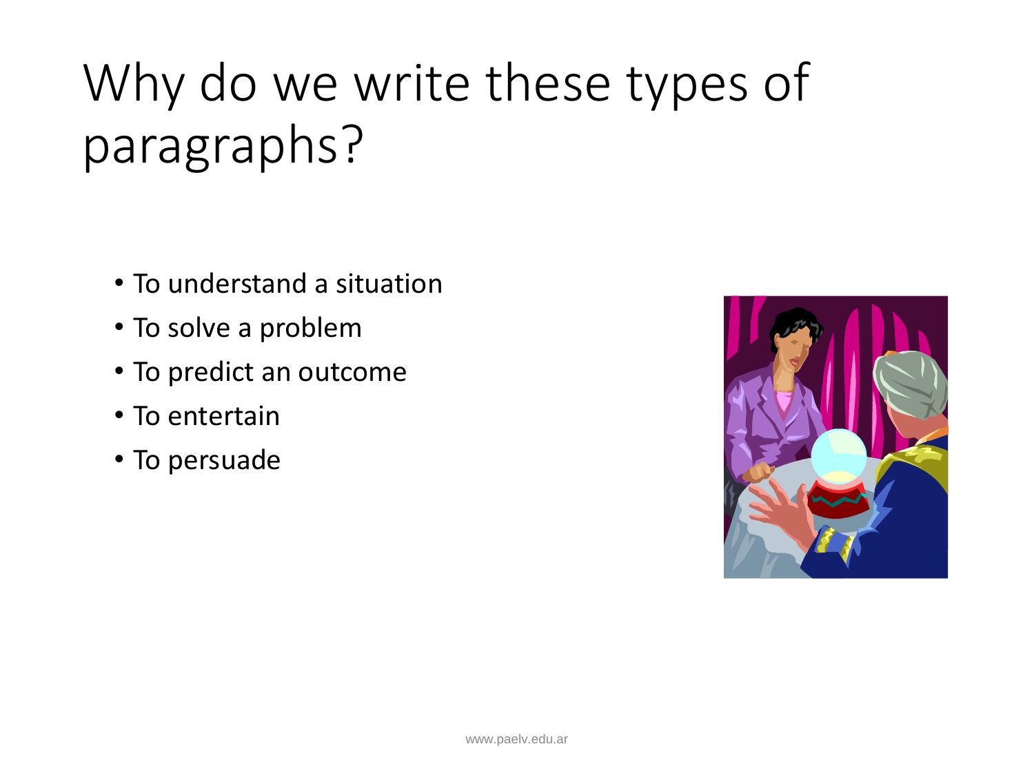# Why do we write these types of paragraphs?

- To understand a situation
- To solve a problem
- To predict an outcome
- To entertain
- To persuade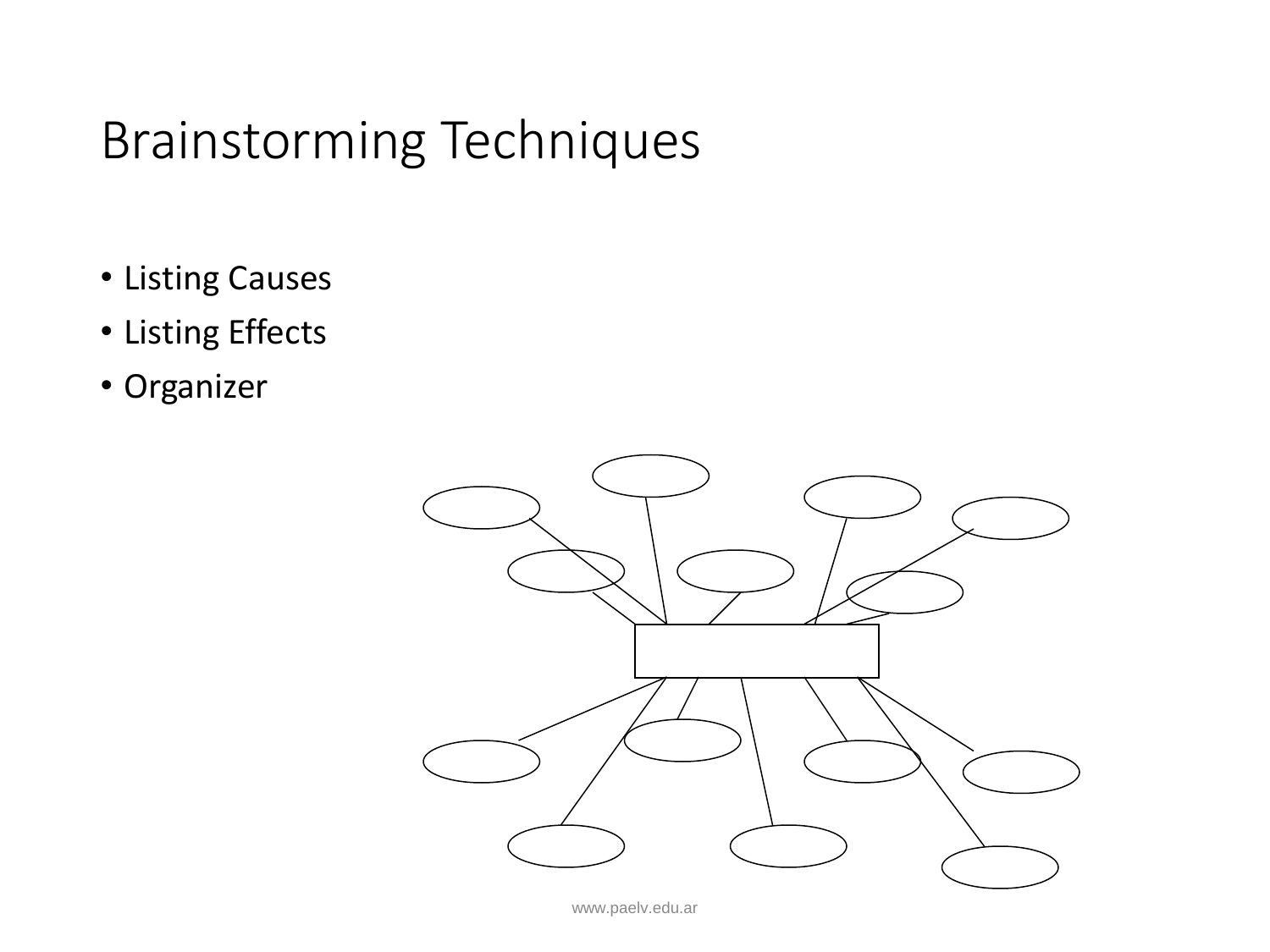# Brainstorming Techniques

- Listing Causes
- Listing Effects
- Organizer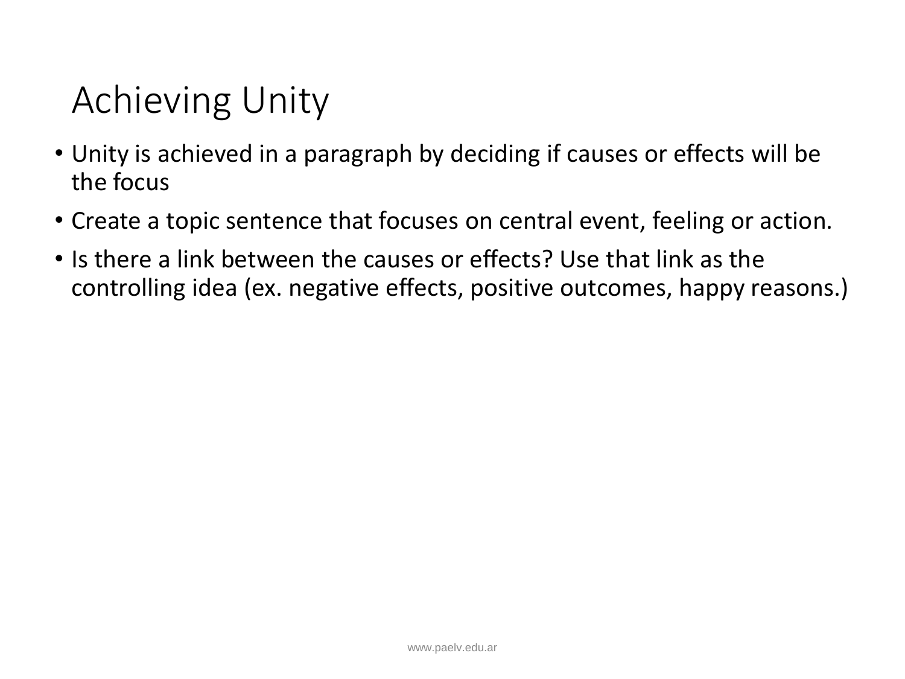# Achieving Unity

- Unity is achieved in a paragraph by deciding if causes or effects will be the focus
- Create a topic sentence that focuses on central event, feeling or action.
- Is there a link between the causes or effects? Use that link as the controlling idea (ex. negative effects, positive outcomes, happy reasons.)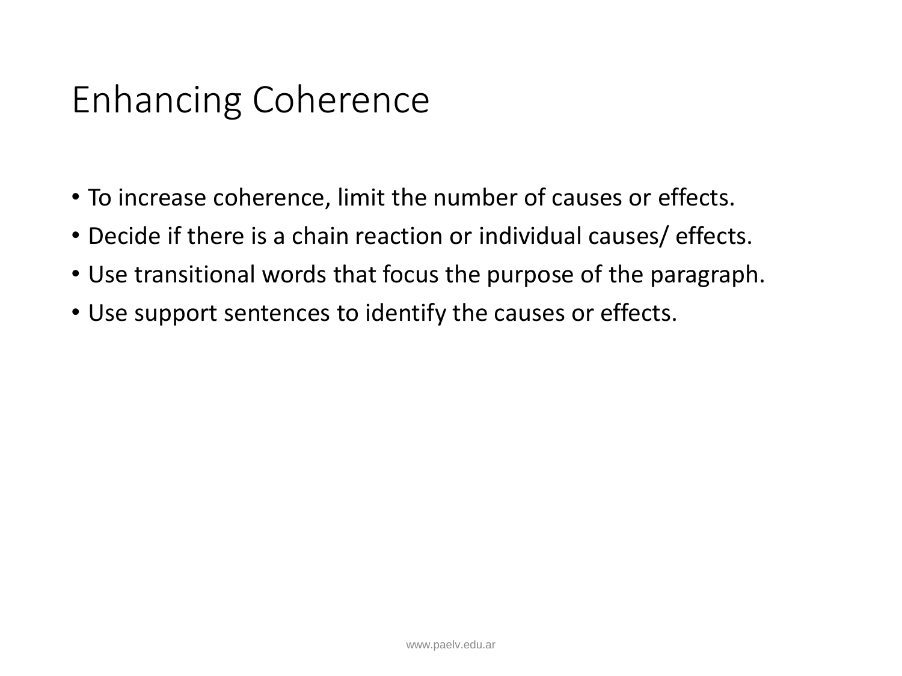# Enhancing Coherence

- To increase coherence, limit the number of causes or effects.
- Decide if there is a chain reaction or individual causes/ effects.
- Use transitional words that focus the purpose of the paragraph.
- Use support sentences to identify the causes or effects.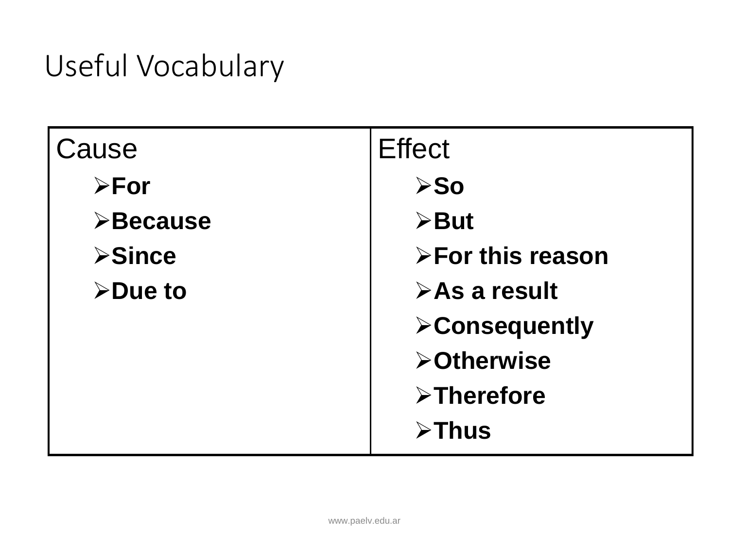# Useful Vocabulary

| Cause | Effect |
| --- | --- |
| ➢**For**<br>➢**Because**<br>➢**Since**<br>➢**Due to** | ➢**So**<br>➢**But**<br>➢**For this reason**<br>➢**As a result**<br>➢**Consequently**<br>➢**Otherwise**<br>➢**Therefore**<br>➢**Thus** |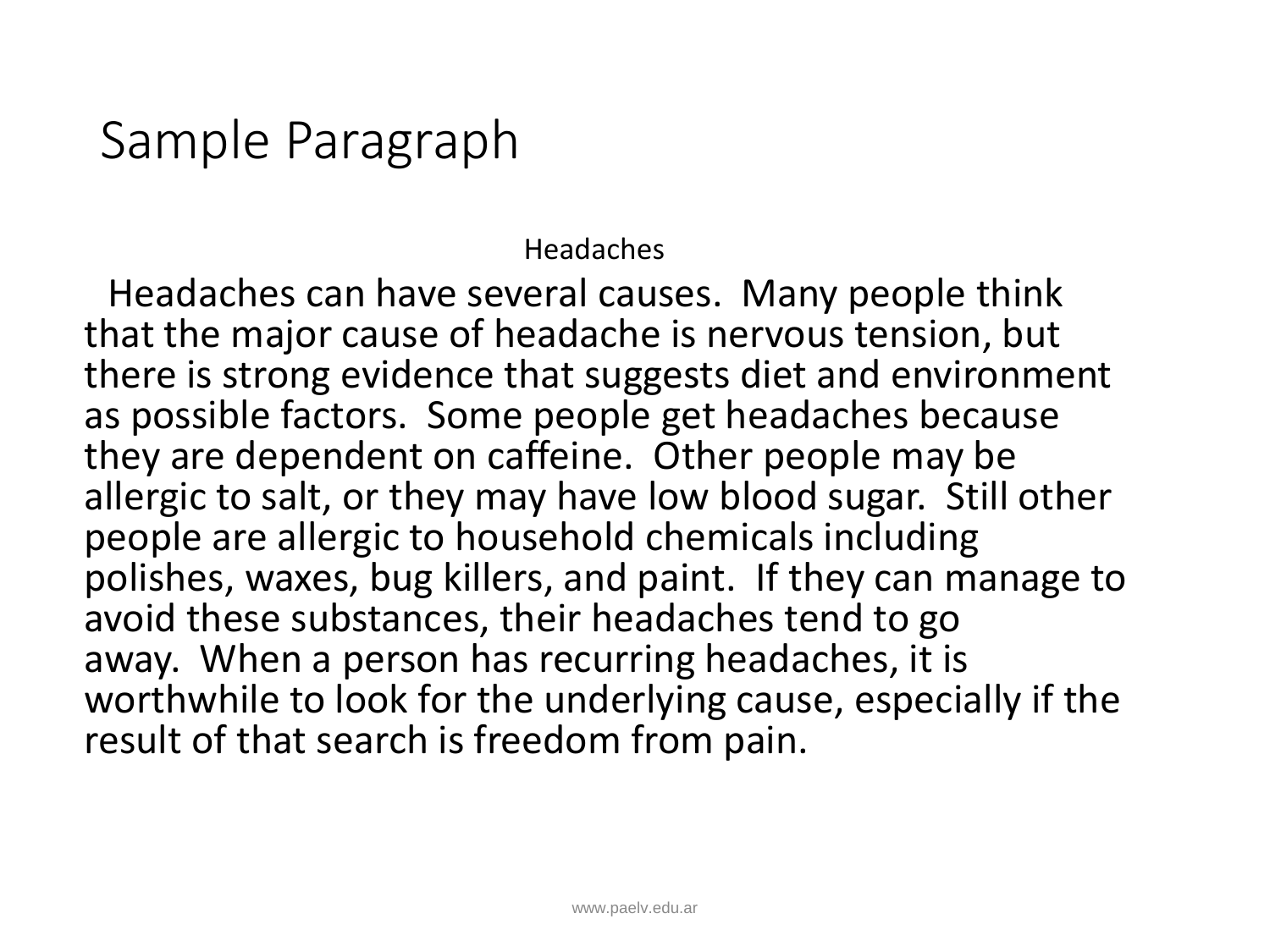# Sample Paragraph

Headaches

Headaches can have several causes. Many people think that the major cause of headache is nervous tension, but there is strong evidence that suggests diet and environment as possible factors. Some people get headaches because they are dependent on caffeine. Other people may be allergic to salt, or they may have low blood sugar. Still other people are allergic to household chemicals including polishes, waxes, bug killers, and paint. If they can manage to avoid these substances, their headaches tend to go away. When a person has recurring headaches, it is worthwhile to look for the underlying cause, especially if the result of that search is freedom from pain.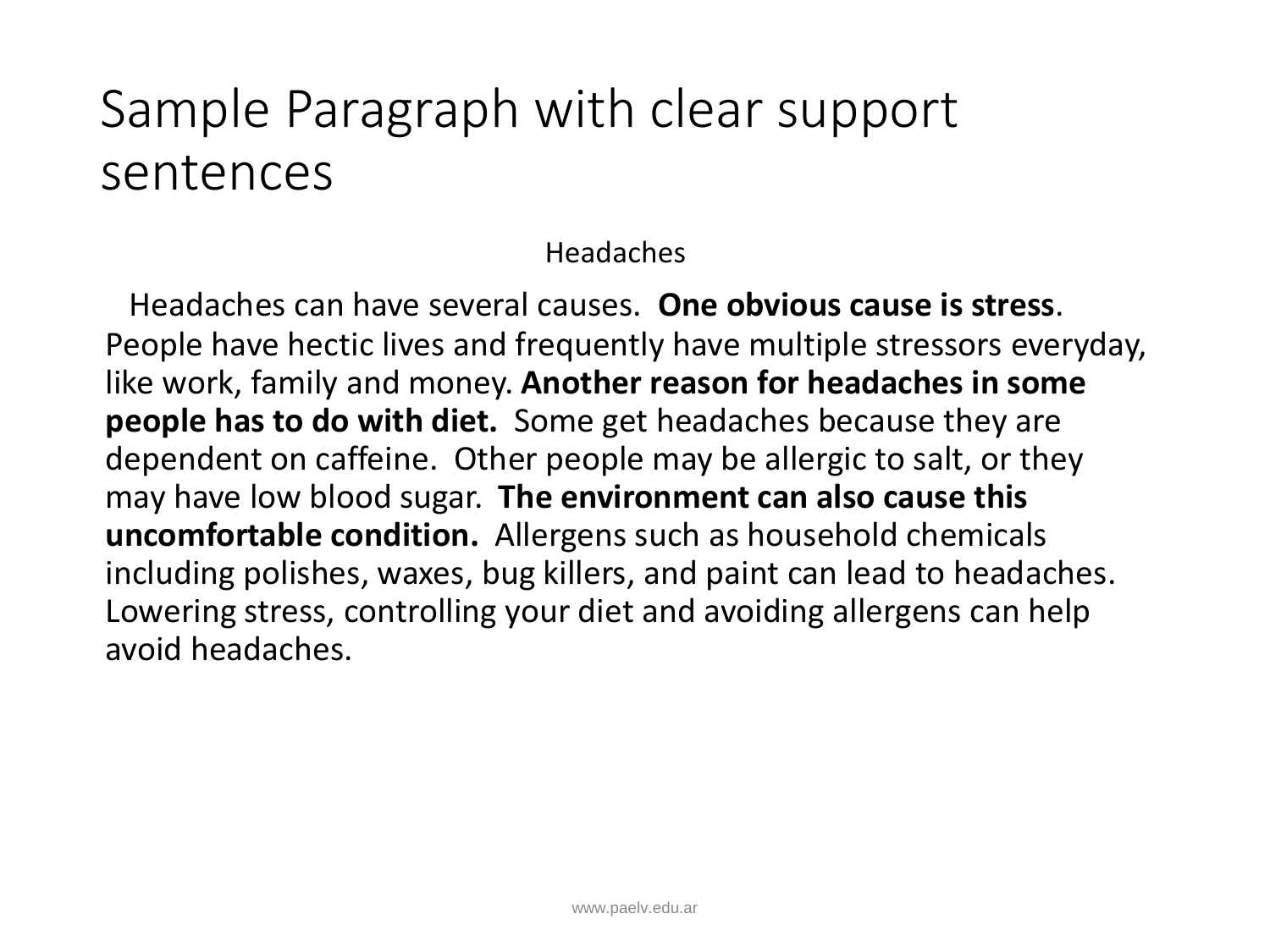# Sample Paragraph with clear support sentences

Headaches

Headaches can have several causes. **One obvious cause is stress**. People have hectic lives and frequently have multiple stressors everyday, like work, family and money. **Another reason for headaches in some people has to do with diet.** Some get headaches because they are dependent on caffeine. Other people may be allergic to salt, or they may have low blood sugar. **The environment can also cause this uncomfortable condition.** Allergens such as household chemicals including polishes, waxes, bug killers, and paint can lead to headaches. Lowering stress, controlling your diet and avoiding allergens can help avoid headaches.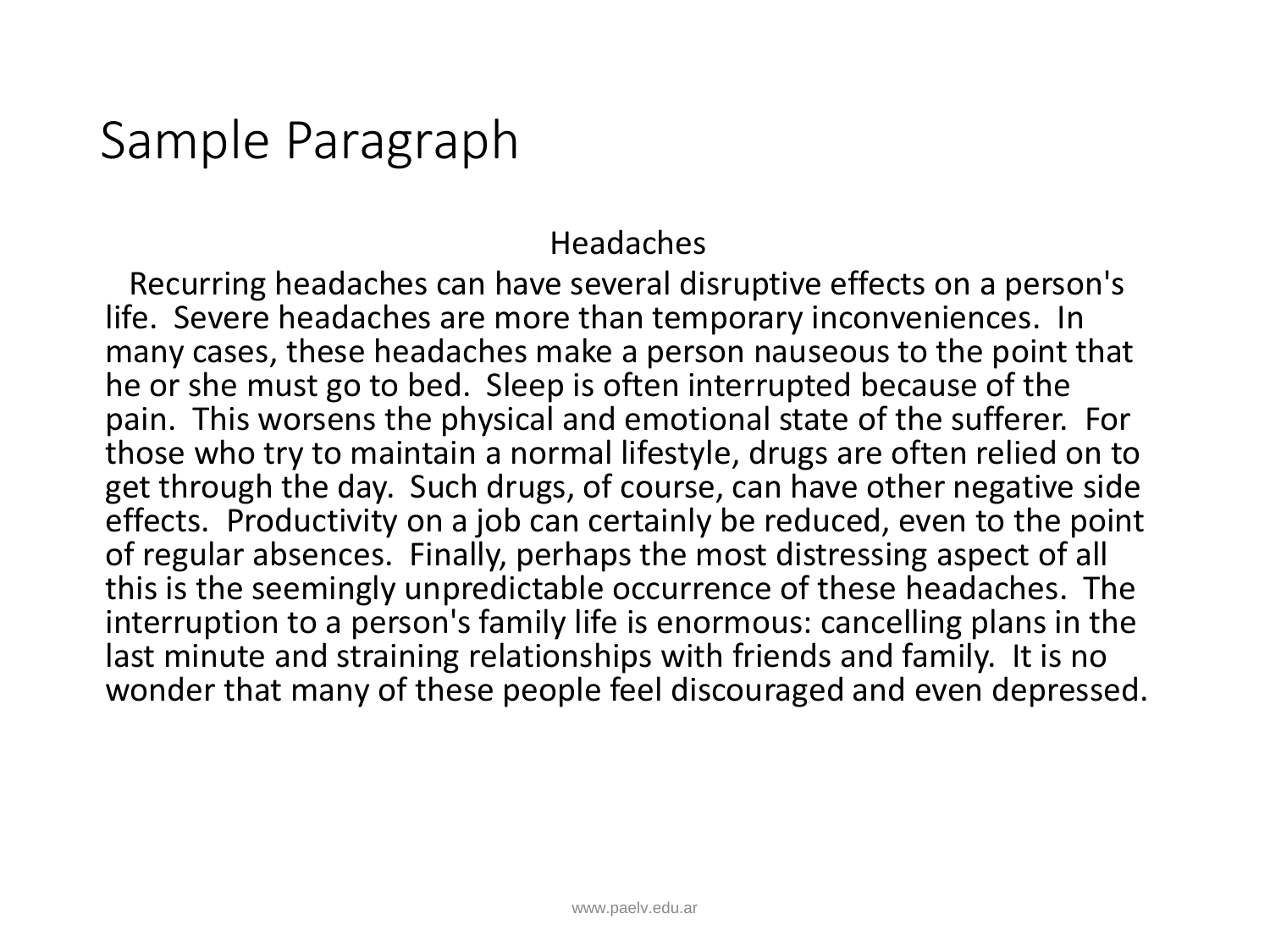# Sample Paragraph

Headaches

Recurring headaches can have several disruptive effects on a person's life. Severe headaches are more than temporary inconveniences. In many cases, these headaches make a person nauseous to the point that he or she must go to bed. Sleep is often interrupted because of the pain. This worsens the physical and emotional state of the sufferer. For those who try to maintain a normal lifestyle, drugs are often relied on to get through the day. Such drugs, of course, can have other negative side effects. Productivity on a job can certainly be reduced, even to the point of regular absences. Finally, perhaps the most distressing aspect of all this is the seemingly unpredictable occurrence of these headaches. The interruption to a person's family life is enormous: cancelling plans in the last minute and straining relationships with friends and family. It is no wonder that many of these people feel discouraged and even depressed.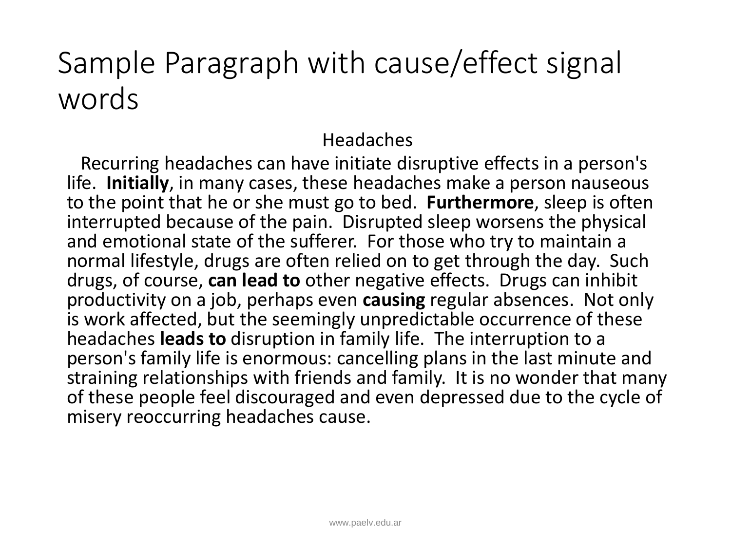# Sample Paragraph with cause/effect signal words

Headaches

Recurring headaches can have initiate disruptive effects in a person's life. **Initially**, in many cases, these headaches make a person nauseous to the point that he or she must go to bed. **Furthermore**, sleep is often interrupted because of the pain. Disrupted sleep worsens the physical and emotional state of the sufferer. For those who try to maintain a normal lifestyle, drugs are often relied on to get through the day. Such drugs, of course, **can lead to** other negative effects. Drugs can inhibit productivity on a job, perhaps even **causing** regular absences. Not only is work affected, but the seemingly unpredictable occurrence of these headaches **leads to** disruption in family life. The interruption to a person's family life is enormous: cancelling plans in the last minute and straining relationships with friends and family. It is no wonder that many of these people feel discouraged and even depressed due to the cycle of misery reoccurring headaches cause.

www.paelv.edu.ar